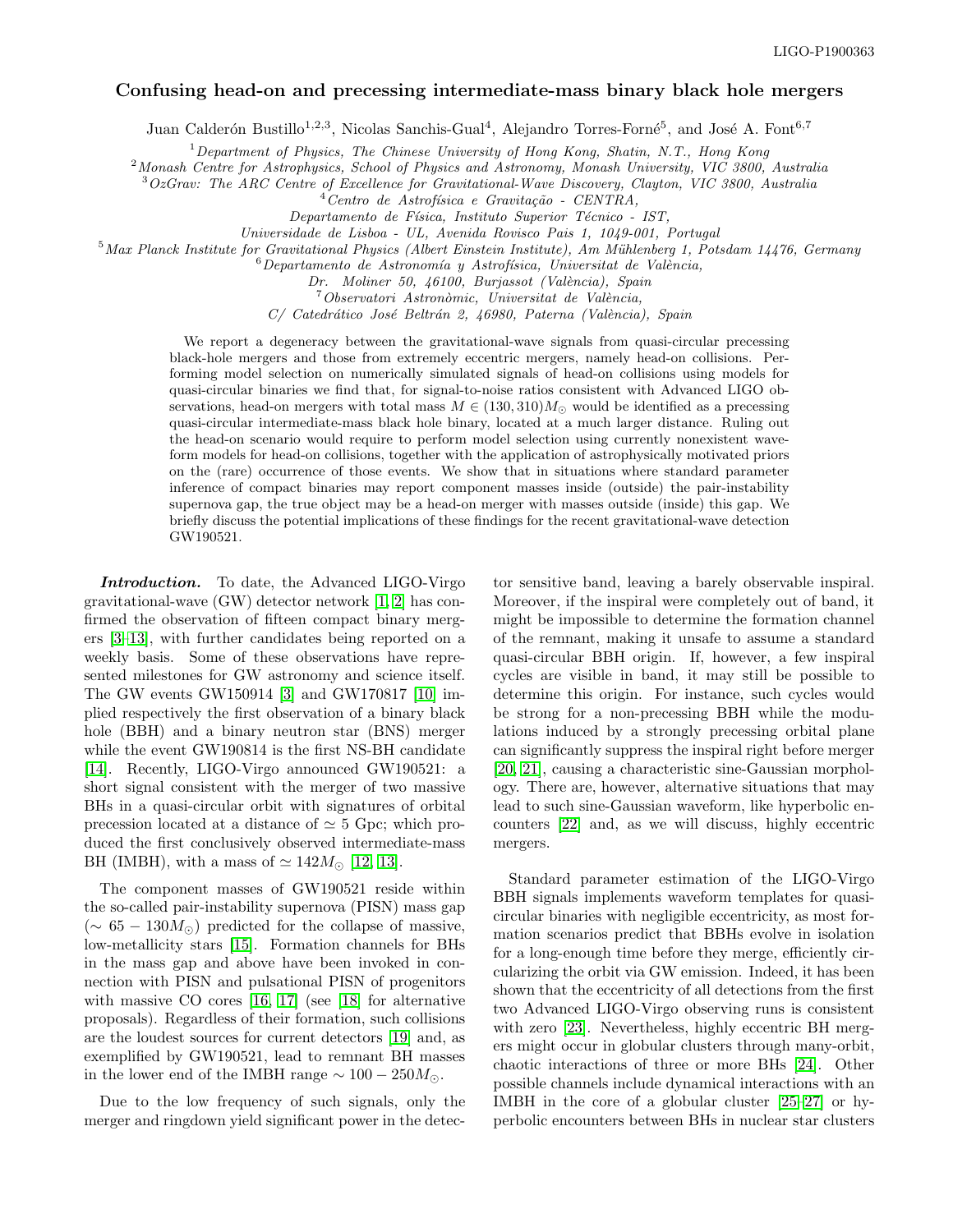# Confusing head-on and precessing intermediate-mass binary black hole mergers

Juan Calderón Bustillo[1,2,3], Nicolas Sanchis-Gual[4], Alejandro Torres-Forné[5], and José A. Font[6,7]

[1] *Department of Physics, The Chinese University of Hong Kong, Shatin, N.T., Hong Kong*
[2] *Monash Centre for Astrophysics, School of Physics and Astronomy, Monash University, VIC 3800, Australia*
[3] *OzGrav: The ARC Centre of Excellence for Gravitational-Wave Discovery, Clayton, VIC 3800, Australia*
[4] *Centro de Astrofísica e Gravitação - CENTRA, Departamento de Física, Instituto Superior Técnico - IST, Universidade de Lisboa - UL, Avenida Rovisco Pais 1, 1049-001, Portugal*
[5] *Max Planck Institute for Gravitational Physics (Albert Einstein Institute), Am Mühlenberg 1, Potsdam 14476, Germany*
[6] *Departamento de Astronomía y Astrofísica, Universitat de València, Dr. Moliner 50, 46100, Burjassot (València), Spain*
[7] *Observatori Astronòmic, Universitat de València, C/ Catedrático José Beltrán 2, 46980, Paterna (València), Spain*

We report a degeneracy between the gravitational-wave signals from quasi-circular precessing black-hole mergers and those from extremely eccentric mergers, namely head-on collisions. Performing model selection on numerically simulated signals of head-on collisions using models for quasi-circular binaries we find that, for signal-to-noise ratios consistent with Advanced LIGO observations, head-on mergers with total mass $M \in (130, 310)M_\odot$ would be identified as a precessing quasi-circular intermediate-mass black hole binary, located at a much larger distance. Ruling out the head-on scenario would require to perform model selection using currently nonexistent waveform models for head-on collisions, together with the application of astrophysically motivated priors on the (rare) occurrence of those events. We show that in situations where standard parameter inference of compact binaries may report component masses inside (outside) the pair-instability supernova gap, the true object may be a head-on merger with masses outside (inside) this gap. We briefly discuss the potential implications of these findings for the recent gravitational-wave detection GW190521.

***Introduction.*** To date, the Advanced LIGO-Virgo gravitational-wave (GW) detector network [1, 2] has confirmed the observation of fifteen compact binary mergers [3–13], with further candidates being reported on a weekly basis. Some of these observations have represented milestones for GW astronomy and science itself. The GW events GW150914 [3] and GW170817 [10] implied respectively the first observation of a binary black hole (BBH) and a binary neutron star (BNS) merger while the event GW190814 is the first NS-BH candidate [14]. Recently, LIGO-Virgo announced GW190521: a short signal consistent with the merger of two massive BHs in a quasi-circular orbit with signatures of orbital precession located at a distance of $\simeq 5$ Gpc; which produced the first conclusively observed intermediate-mass BH (IMBH), with a mass of $\simeq 142M_\odot$ [12, 13].

The component masses of GW190521 reside within the so-called pair-instability supernova (PISN) mass gap ($\sim 65-130M_\odot$) predicted for the collapse of massive, low-metallicity stars [15]. Formation channels for BHs in the mass gap and above have been invoked in connection with PISN and pulsational PISN of progenitors with massive CO cores [16, 17] (see [18] for alternative proposals). Regardless of their formation, such collisions are the loudest sources for current detectors [19] and, as exemplified by GW190521, lead to remnant BH masses in the lower end of the IMBH range $\sim 100-250M_\odot$.

Due to the low frequency of such signals, only the merger and ringdown yield significant power in the detector sensitive band, leaving a barely observable inspiral. Moreover, if the inspiral were completely out of band, it might be impossible to determine the formation channel of the remnant, making it unsafe to assume a standard quasi-circular BBH origin. If, however, a few inspiral cycles are visible in band, it may still be possible to determine this origin. For instance, such cycles would be strong for a non-precessing BBH while the modulations induced by a strongly precessing orbital plane can significantly suppress the inspiral right before merger [20, 21], causing a characteristic sine-Gaussian morphology. There are, however, alternative situations that may lead to such sine-Gaussian waveform, like hyperbolic encounters [22] and, as we will discuss, highly eccentric mergers.

Standard parameter estimation of the LIGO-Virgo BBH signals implements waveform templates for quasi-circular binaries with negligible eccentricity, as most formation scenarios predict that BBHs evolve in isolation for a long-enough time before they merge, efficiently circularizing the orbit via GW emission. Indeed, it has been shown that the eccentricity of all detections from the first two Advanced LIGO-Virgo observing runs is consistent with zero [23]. Nevertheless, highly eccentric BH mergers might occur in globular clusters through many-orbit, chaotic interactions of three or more BHs [24]. Other possible channels include dynamical interactions with an IMBH in the core of a globular cluster [25–27] or hyperbolic encounters between BHs in nuclear star clusters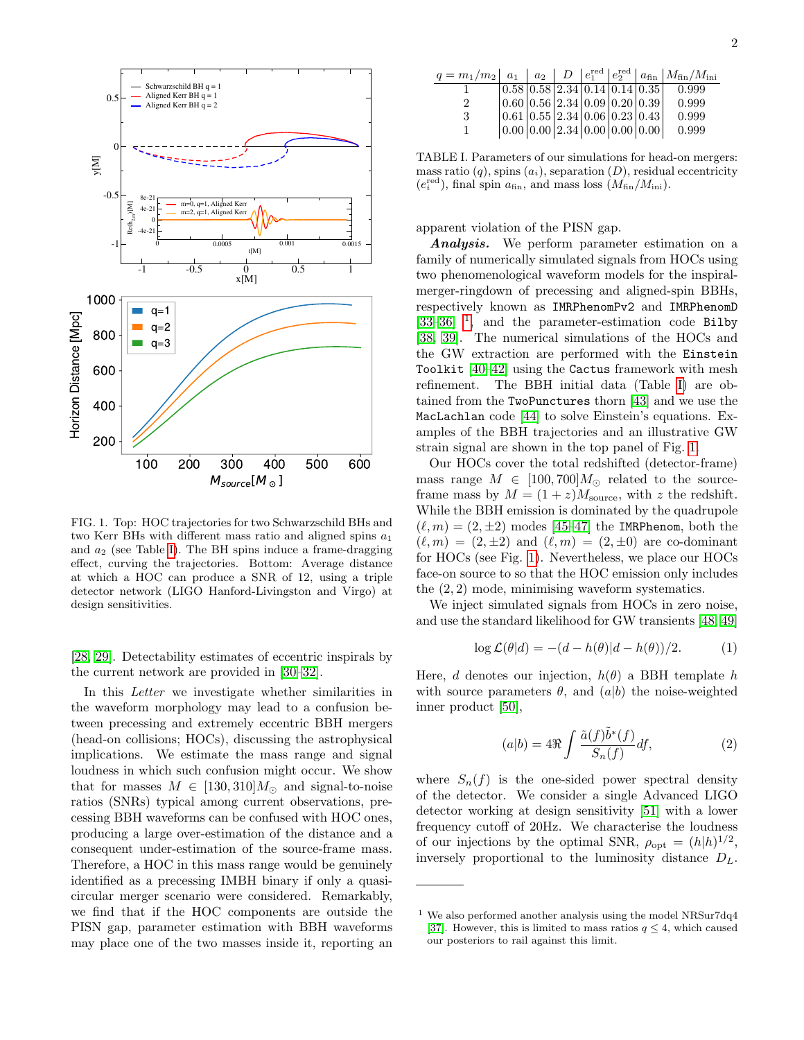FIG. 1. Top: HOC trajectories for two Schwarzschild BHs and two Kerr BHs with different mass ratio and aligned spins $a_1$ and $a_2$ (see Table I). The BH spins induce a frame-dragging effect, curving the trajectories. Bottom: Average distance at which a HOC can produce a SNR of 12, using a triple detector network (LIGO Hanford-Livingston and Virgo) at design sensitivities.

[28, 29]. Detectability estimates of eccentric inspirals by the current network are provided in [30–32].

In this *Letter* we investigate whether similarities in the waveform morphology may lead to a confusion between precessing and extremely eccentric BBH mergers (head-on collisions; HOCs), discussing the astrophysical implications. We estimate the mass range and signal loudness in which such confusion might occur. We show that for masses $M \in [130, 310]M_\odot$ and signal-to-noise ratios (SNRs) typical among current observations, precessing BBH waveforms can be confused with HOC ones, producing a large over-estimation of the distance and a consequent under-estimation of the source-frame mass. Therefore, a HOC in this mass range would be genuinely identified as a precessing IMBH binary if only a quasi-circular merger scenario were considered. Remarkably, we find that if the HOC components are outside the PISN gap, parameter estimation with BBH waveforms may place one of the two masses inside it, reporting an apparent violation of the PISN gap.

| $q = m_1/m_2$ | $a_1$ | $a_2$ | $D$ | $e_1^{\rm red}$ | $e_2^{\rm red}$ | $a_{\rm fin}$ | $M_{\rm fin}/M_{\rm ini}$ |
|---|---|---|---|---|---|---|---|
| 1 | 0.58 | 0.58 | 2.34 | 0.14 | 0.14 | 0.35 | 0.999 |
| 2 | 0.60 | 0.56 | 2.34 | 0.09 | 0.20 | 0.39 | 0.999 |
| 3 | 0.61 | 0.55 | 2.34 | 0.06 | 0.23 | 0.43 | 0.999 |
| 1 | 0.00 | 0.00 | 2.34 | 0.00 | 0.00 | 0.00 | 0.999 |

TABLE I. Parameters of our simulations for head-on mergers: mass ratio ($q$), spins ($a_i$), separation ($D$), residual eccentricity ($e_i^{\rm red}$), final spin $a_{\rm fin}$, and mass loss ($M_{\rm fin}/M_{\rm ini}$).

***Analysis.*** We perform parameter estimation on a family of numerically simulated signals from HOCs using two phenomenological waveform models for the inspiral-merger-ringdown of precessing and aligned-spin BBHs, respectively known as `IMRPhenomPv2` and `IMRPhenomD` [33–36] [1], and the parameter-estimation code `Bilby` [38, 39]. The numerical simulations of the HOCs and the GW extraction are performed with the `Einstein Toolkit` [40–42] using the `Cactus` framework with mesh refinement. The BBH initial data (Table I) are obtained from the `TwoPunctures` thorn [43] and we use the `MacLachlan` code [44] to solve Einstein's equations. Examples of the BBH trajectories and an illustrative GW strain signal are shown in the top panel of Fig. 1.

Our HOCs cover the total redshifted (detector-frame) mass range $M \in [100, 700]M_\odot$ related to the source-frame mass by $M = (1+z)M_{\rm source}$, with $z$ the redshift. While the BBH emission is dominated by the quadrupole $(\ell, m) = (2, \pm 2)$ modes [45–47] the `IMRPhenom`, both the $(\ell, m) = (2, \pm 2)$ and $(\ell, m) = (2, \pm 0)$ are co-dominant for HOCs (see Fig. 1). Nevertheless, we place our HOCs face-on source to so that the HOC emission only includes the $(2, 2)$ mode, minimising waveform systematics.

We inject simulated signals from HOCs in zero noise, and use the standard likelihood for GW transients [48, 49]

$$\log \mathcal{L}(\theta|d) = -(d - h(\theta)|d - h(\theta))/2. \tag{1}$$

Here, $d$ denotes our injection, $h(\theta)$ a BBH template $h$ with source parameters $\theta$, and $(a|b)$ the noise-weighted inner product [50],

$$(a|b) = 4\Re \int \frac{\tilde{a}(f)\tilde{b}^*(f)}{S_n(f)} df, \tag{2}$$

where $S_n(f)$ is the one-sided power spectral density of the detector. We consider a single Advanced LIGO detector working at design sensitivity [51] with a lower frequency cutoff of 20Hz. We characterise the loudness of our injections by the optimal SNR, $\rho_{\rm opt} = (h|h)^{1/2}$, inversely proportional to the luminosity distance $D_L$.

[1] We also performed another analysis using the model NRSur7dq4 [37]. However, this is limited to mass ratios $q \leq 4$, which caused our posteriors to rail against this limit.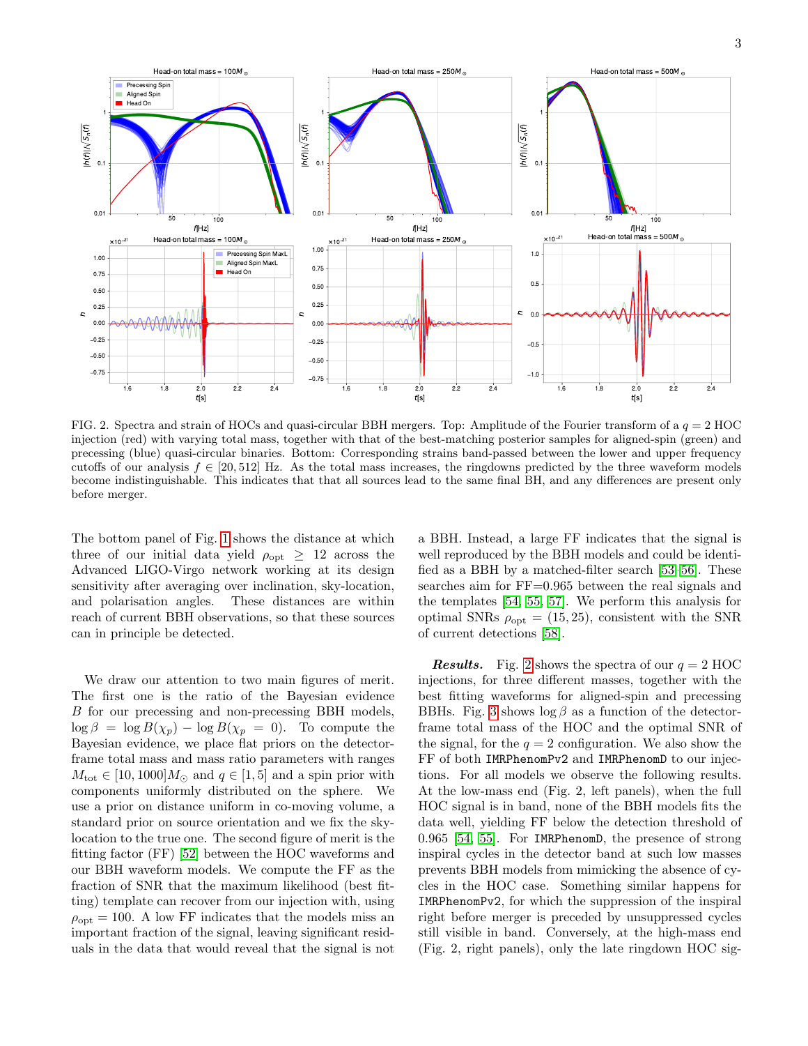FIG. 2. Spectra and strain of HOCs and quasi-circular BBH mergers. Top: Amplitude of the Fourier transform of a $q = 2$ HOC injection (red) with varying total mass, together with that of the best-matching posterior samples for aligned-spin (green) and precessing (blue) quasi-circular binaries. Bottom: Corresponding strains band-passed between the lower and upper frequency cutoffs of our analysis $f \in [20, 512]$ Hz. As the total mass increases, the ringdowns predicted by the three waveform models become indistinguishable. This indicates that that all sources lead to the same final BH, and any differences are present only before merger.

The bottom panel of Fig. 1 shows the distance at which three of our initial data yield $\rho_{\rm opt} \geq 12$ across the Advanced LIGO-Virgo network working at its design sensitivity after averaging over inclination, sky-location, and polarisation angles. These distances are within reach of current BBH observations, so that these sources can in principle be detected.

We draw our attention to two main figures of merit. The first one is the ratio of the Bayesian evidence $B$ for our precessing and non-precessing BBH models, $\log \beta = \log B(\chi_p) - \log B(\chi_p = 0)$. To compute the Bayesian evidence, we place flat priors on the detector-frame total mass and mass ratio parameters with ranges $M_{\rm tot} \in [10, 1000] M_\odot$ and $q \in [1, 5]$ and a spin prior with components uniformly distributed on the sphere. We use a prior on distance uniform in co-moving volume, a standard prior on source orientation and we fix the sky-location to the true one. The second figure of merit is the fitting factor (FF) [52] between the HOC waveforms and our BBH waveform models. We compute the FF as the fraction of SNR that the maximum likelihood (best fitting) template can recover from our injection with, using $\rho_{\rm opt} = 100$. A low FF indicates that the models miss an important fraction of the signal, leaving significant residuals in the data that would reveal that the signal is not a BBH. Instead, a large FF indicates that the signal is well reproduced by the BBH models and could be identified as a BBH by a matched-filter search [53–56]. These searches aim for FF=0.965 between the real signals and the templates [54, 55, 57]. We perform this analysis for optimal SNRs $\rho_{\rm opt} = (15, 25)$, consistent with the SNR of current detections [58].

***Results.*** Fig. 2 shows the spectra of our $q = 2$ HOC injections, for three different masses, together with the best fitting waveforms for aligned-spin and precessing BBHs. Fig. 3 shows $\log \beta$ as a function of the detector-frame total mass of the HOC and the optimal SNR of the signal, for the $q = 2$ configuration. We also show the FF of both `IMRPhenomPv2` and `IMRPhenomD` to our injections. For all models we observe the following results. At the low-mass end (Fig. 2, left panels), when the full HOC signal is in band, none of the BBH models fits the data well, yielding FF below the detection threshold of 0.965 [54, 55]. For `IMRPhenomD`, the presence of strong inspiral cycles in the detector band at such low masses prevents BBH models from mimicking the absence of cycles in the HOC case. Something similar happens for `IMRPhenomPv2`, for which the suppression of the inspiral right before merger is preceded by unsuppressed cycles still visible in band. Conversely, at the high-mass end (Fig. 2, right panels), only the late ringdown HOC sig-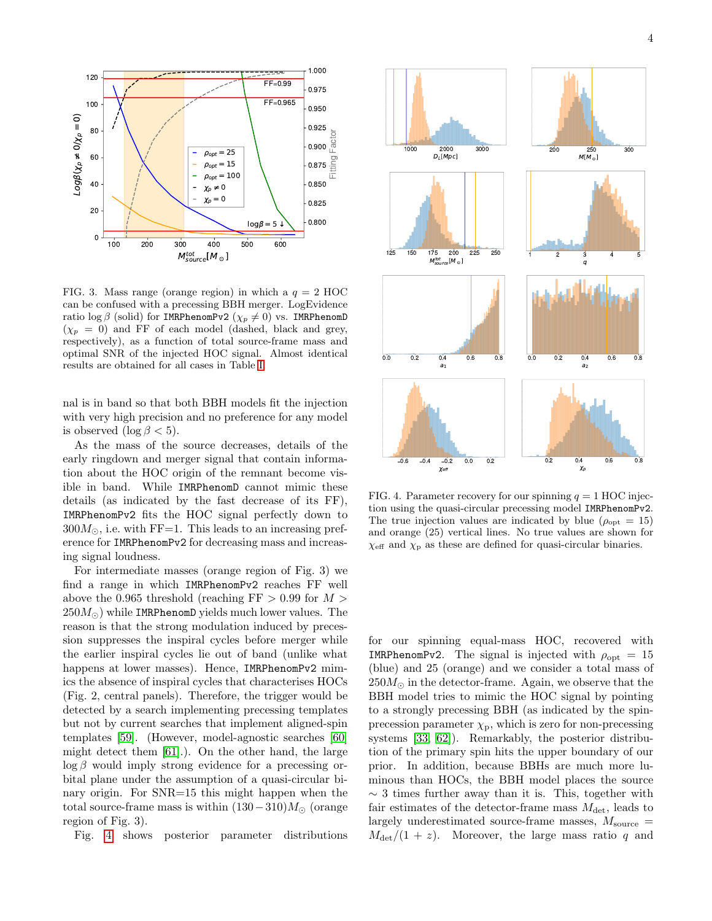FIG. 3. Mass range (orange region) in which a $q = 2$ HOC can be confused with a precessing BBH merger. LogEvidence ratio $\log\beta$ (solid) for `IMRPhenomPv2` ($\chi_p \neq 0$) vs. `IMRPhenomD` ($\chi_p = 0$) and FF of each model (dashed, black and grey, respectively), as a function of total source-frame mass and optimal SNR of the injected HOC signal. Almost identical results are obtained for all cases in Table I.

nal is in band so that both BBH models fit the injection with very high precision and no preference for any model is observed ($\log\beta < 5$).

As the mass of the source decreases, details of the early ringdown and merger signal that contain information about the HOC origin of the remnant become visible in band. While `IMRPhenomD` cannot mimic these details (as indicated by the fast decrease of its FF), `IMRPhenomPv2` fits the HOC signal perfectly down to $300M_\odot$, i.e. with FF=1. This leads to an increasing preference for `IMRPhenomPv2` for decreasing mass and increasing signal loudness.

For intermediate masses (orange region of Fig. 3) we find a range in which `IMRPhenomPv2` reaches FF well above the 0.965 threshold (reaching FF $> 0.99$ for $M > 250M_\odot$) while `IMRPhenomD` yields much lower values. The reason is that the strong modulation induced by precession suppresses the inspiral cycles before merger while the earlier inspiral cycles lie out of band (unlike what happens at lower masses). Hence, `IMRPhenomPv2` mimics the absence of inspiral cycles that characterises HOCs (Fig. 2, central panels). Therefore, the trigger would be detected by a search implementing precessing templates but not by current searches that implement aligned-spin templates [59]. (However, model-agnostic searches [60] might detect them [61].). On the other hand, the large $\log\beta$ would imply strong evidence for a precessing orbital plane under the assumption of a quasi-circular binary origin. For SNR=15 this might happen when the total source-frame mass is within $(130-310)M_\odot$ (orange region of Fig. 3).

Fig. 4 shows posterior parameter distributions for our spinning equal-mass HOC, recovered with `IMRPhenomPv2`. The signal is injected with $\rho_{\rm opt} = 15$ (blue) and 25 (orange) and we consider a total mass of $250M_\odot$ in the detector-frame. Again, we observe that the BBH model tries to mimic the HOC signal by pointing to a strongly precessing BBH (as indicated by the spin-precession parameter $\chi_{\rm p}$, which is zero for non-precessing systems [33, 62]). Remarkably, the posterior distribution of the primary spin hits the upper boundary of our prior. In addition, because BBHs are much more luminous than HOCs, the BBH model places the source $\sim 3$ times further away than it is. This, together with fair estimates of the detector-frame mass $M_{\rm det}$, leads to largely underestimated source-frame masses, $M_{\rm source} = M_{\rm det}/(1+z)$. Moreover, the large mass ratio $q$ and

FIG. 4. Parameter recovery for our spinning $q = 1$ HOC injection using the quasi-circular precessing model `IMRPhenomPv2`. The true injection values are indicated by blue ($\rho_{\rm opt} = 15$) and orange (25) vertical lines. No true values are shown for $\chi_{\rm eff}$ and $\chi_{\rm p}$ as these are defined for quasi-circular binaries.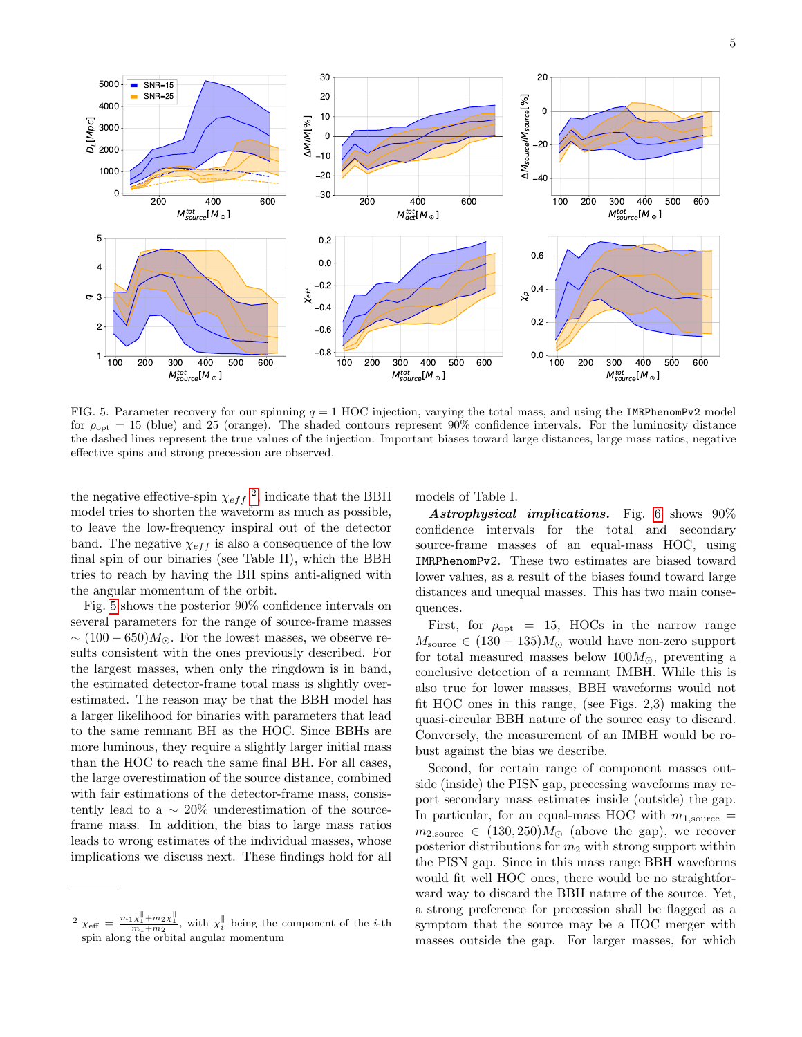FIG. 5. Parameter recovery for our spinning $q = 1$ HOC injection, varying the total mass, and using the `IMRPhenomPv2` model for $\rho_{\rm opt} = 15$ (blue) and 25 (orange). The shaded contours represent 90% confidence intervals. For the luminosity distance the dashed lines represent the true values of the injection. Important biases toward large distances, large mass ratios, negative effective spins and strong precession are observed.

the negative effective-spin $\chi_{eff}$ [2] indicate that the BBH model tries to shorten the waveform as much as possible, to leave the low-frequency inspiral out of the detector band. The negative $\chi_{eff}$ is also a consequence of the low final spin of our binaries (see Table II), which the BBH tries to reach by having the BH spins anti-aligned with the angular momentum of the orbit.

Fig. 5 shows the posterior 90% confidence intervals on several parameters for the range of source-frame masses $\sim (100-650) M_\odot$. For the lowest masses, we observe results consistent with the ones previously described. For the largest masses, when only the ringdown is in band, the estimated detector-frame total mass is slightly overestimated. The reason may be that the BBH model has a larger likelihood for binaries with parameters that lead to the same remnant BH as the HOC. Since BBHs are more luminous, they require a slightly larger initial mass than the HOC to reach the same final BH. For all cases, the large overestimation of the source distance, combined with fair estimations of the detector-frame mass, consistently lead to a $\sim 20\%$ underestimation of the source-frame mass. In addition, the bias to large mass ratios leads to wrong estimates of the individual masses, whose implications we discuss next. These findings hold for all models of Table I.

***Astrophysical implications.*** Fig. 6 shows 90% confidence intervals for the total and secondary source-frame masses of an equal-mass HOC, using `IMRPhenomPv2`. These two estimates are biased toward lower values, as a result of the biases found toward large distances and unequal masses. This has two main consequences.

First, for $\rho_{\rm opt} = 15$, HOCs in the narrow range $M_{\rm source} \in (130-135) M_\odot$ would have non-zero support for total measured masses below $100 M_\odot$, preventing a conclusive detection of a remnant IMBH. While this is also true for lower masses, BBH waveforms would not fit HOC ones in this range, (see Figs. 2,3) making the quasi-circular BBH nature of the source easy to discard. Conversely, the measurement of an IMBH would be robust against the bias we describe.

Second, for certain range of component masses outside (inside) the PISN gap, precessing waveforms may report secondary mass estimates inside (outside) the gap. In particular, for an equal-mass HOC with $m_{1,\rm source} = m_{2,\rm source} \in (130, 250) M_\odot$ (above the gap), we recover posterior distributions for $m_2$ with strong support within the PISN gap. Since in this mass range BBH waveforms would fit well HOC ones, there would be no straightforward way to discard the BBH nature of the source. Yet, a strong preference for precession shall be flagged as a symptom that the source may be a HOC merger with masses outside the gap. For larger masses, for which

[2] $\chi_{\rm eff} = \frac{m_1 \chi_1^{\parallel} + m_2 \chi_2^{\parallel}}{m_1 + m_2}$, with $\chi_i^{\parallel}$ being the component of the $i$-th spin along the orbital angular momentum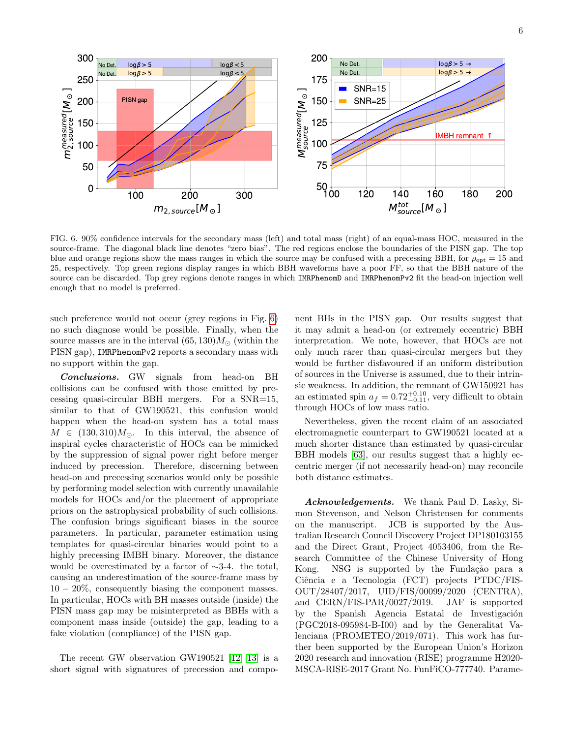FIG. 6. 90% confidence intervals for the secondary mass (left) and total mass (right) of an equal-mass HOC, measured in the source-frame. The diagonal black line denotes "zero bias". The red regions enclose the boundaries of the PISN gap. The top blue and orange regions show the mass ranges in which the source may be confused with a precessing BBH, for $\rho_{\rm opt} = 15$ and 25, respectively. Top green regions display ranges in which BBH waveforms have a poor FF, so that the BBH nature of the source can be discarded. Top grey regions denote ranges in which `IMRPhenomD` and `IMRPhenomPv2` fit the head-on injection well enough that no model is preferred.

such preference would not occur (grey regions in Fig. 6) no such diagnose would be possible. Finally, when the source masses are in the interval $(65, 130)M_\odot$ (within the PISN gap), `IMRPhenomPv2` reports a secondary mass with no support within the gap.

***Conclusions.*** GW signals from head-on BH collisions can be confused with those emitted by precessing quasi-circular BBH mergers. For a SNR=15, similar to that of GW190521, this confusion would happen when the head-on system has a total mass $M \in (130, 310)M_\odot$. In this interval, the absence of inspiral cycles characteristic of HOCs can be mimicked by the suppression of signal power right before merger induced by precession. Therefore, discerning between head-on and precessing scenarios would only be possible by performing model selection with currently unavailable models for HOCs and/or the placement of appropriate priors on the astrophysical probability of such collisions. The confusion brings significant biases in the source parameters. In particular, parameter estimation using templates for quasi-circular binaries would point to a highly precessing IMBH binary. Moreover, the distance would be overestimated by a factor of $\sim$3-4. the total, causing an underestimation of the source-frame mass by $10 - 20\%$, consequently biasing the component masses. In particular, HOCs with BH masses outside (inside) the PISN mass gap may be misinterpreted as BBHs with a component mass inside (outside) the gap, leading to a fake violation (compliance) of the PISN gap.

The recent GW observation GW190521 [12, 13] is a short signal with signatures of precession and component BHs in the PISN gap. Our results suggest that it may admit a head-on (or extremely eccentric) BBH interpretation. We note, however, that HOCs are not only much rarer than quasi-circular mergers but they would be further disfavoured if an uniform distribution of sources in the Universe is assumed, due to their intrinsic weakness. In addition, the remnant of GW150921 has an estimated spin $a_f = 0.72^{+0.10}_{-0.11}$, very difficult to obtain through HOCs of low mass ratio.

Nevertheless, given the recent claim of an associated electromagnetic counterpart to GW190521 located at a much shorter distance than estimated by quasi-circular BBH models [63], our results suggest that a highly eccentric merger (if not necessarily head-on) may reconcile both distance estimates.

***Acknowledgements.*** We thank Paul D. Lasky, Simon Stevenson, and Nelson Christensen for comments on the manuscript. JCB is supported by the Australian Research Council Discovery Project DP180103155 and the Direct Grant, Project 4053406, from the Research Committee of the Chinese University of Hong Kong. NSG is supported by the Fundação para a Ciência e a Tecnologia (FCT) projects PTDC/FIS-OUT/28407/2017, UID/FIS/00099/2020 (CENTRA), and CERN/FIS-PAR/0027/2019. JAF is supported by the Spanish Agencia Estatal de Investigación (PGC2018-095984-B-I00) and by the Generalitat Valenciana (PROMETEO/2019/071). This work has further been supported by the European Union's Horizon 2020 research and innovation (RISE) programme H2020-MSCA-RISE-2017 Grant No. FunFiCO-777740. Parame-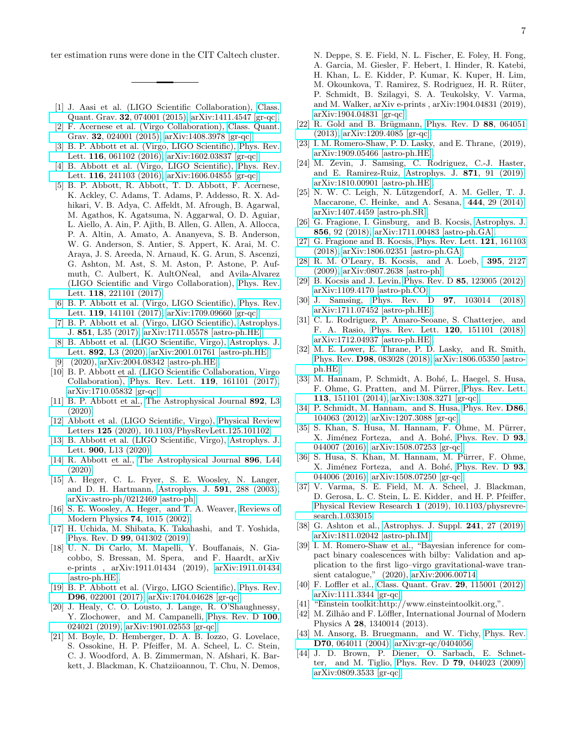ter estimation runs were done in the CIT Caltech cluster.

---

[1] J. Aasi et al. (LIGO Scientific Collaboration), Class. Quant. Grav. **32**, 074001 (2015), arXiv:1411.4547 [gr-qc].

[2] F. Acernese et al. (Virgo Collaboration), Class. Quant. Grav. **32**, 024001 (2015), arXiv:1408.3978 [gr-qc].

[3] B. P. Abbott et al. (Virgo, LIGO Scientific), Phys. Rev. Lett. **116**, 061102 (2016), arXiv:1602.03837 [gr-qc].

[4] B. Abbott et al. (Virgo, LIGO Scientific), Phys. Rev. Lett. **116**, 241103 (2016), arXiv:1606.04855 [gr-qc].

[5] B. P. Abbott, R. Abbott, T. D. Abbott, F. Acernese, K. Ackley, C. Adams, T. Adams, P. Addesso, R. X. Adhikari, V. B. Adya, C. Affeldt, M. Afrough, B. Agarwal, M. Agathos, K. Agatsuma, N. Aggarwal, O. D. Aguiar, L. Aiello, A. Ain, P. Ajith, B. Allen, G. Allen, A. Allocca, P. A. Altin, A. Amato, A. Ananyeva, S. B. Anderson, W. G. Anderson, S. Antier, S. Appert, K. Arai, M. C. Araya, J. S. Areeda, N. Arnaud, K. G. Arun, S. Ascenzi, G. Ashton, M. Ast, S. M. Aston, P. Astone, P. Aufmuth, C. Aulbert, K. AultONeal, and Avila-Alvarez (LIGO Scientific and Virgo Collaboration), Phys. Rev. Lett. **118**, 221101 (2017).

[6] B. P. Abbott et al. (Virgo, LIGO Scientific), Phys. Rev. Lett. **119**, 141101 (2017), arXiv:1709.09660 [gr-qc].

[7] B. P. Abbott et al. (Virgo, LIGO Scientific), Astrophys. J. **851**, L35 (2017), arXiv:1711.05578 [astro-ph.HE].

[8] B. Abbott et al. (LIGO Scientific, Virgo), Astrophys. J. Lett. **892**, L3 (2020), arXiv:2001.01761 [astro-ph.HE].

[9] (2020), arXiv:2004.08342 [astro-ph.HE].

[10] B. P. Abbott et al. (LIGO Scientific Collaboration, Virgo Collaboration), Phys. Rev. Lett. **119**, 161101 (2017), arXiv:1710.05832 [gr-qc].

[11] B. P. Abbott et al., The Astrophysical Journal **892**, L3 (2020).

[12] Abbott et al. (LIGO Scientific, Virgo), Physical Review Letters **125** (2020), 10.1103/PhysRevLett.125.101102.

[13] B. Abbott et al. (LIGO Scientific, Virgo), Astrophys. J. Lett. **900**, L13 (2020).

[14] R. Abbott et al., The Astrophysical Journal **896**, L44 (2020).

[15] A. Heger, C. L. Fryer, S. E. Woosley, N. Langer, and D. H. Hartmann, Astrophys. J. **591**, 288 (2003), arXiv:astro-ph/0212469 [astro-ph].

[16] S. E. Woosley, A. Heger, and T. A. Weaver, Reviews of Modern Physics **74**, 1015 (2002).

[17] H. Uchida, M. Shibata, K. Takahashi, and T. Yoshida, Phys. Rev. D **99**, 041302 (2019).

[18] U. N. Di Carlo, M. Mapelli, Y. Bouffanais, N. Giacobbo, S. Bressan, M. Spera, and F. Haardt, arXiv e-prints , arXiv:1911.01434 (2019), arXiv:1911.01434 [astro-ph.HE].

[19] B. P. Abbott et al. (Virgo, LIGO Scientific), Phys. Rev. **D96**, 022001 (2017), arXiv:1704.04628 [gr-qc].

[20] J. Healy, C. O. Lousto, J. Lange, R. O'Shaughnessy, Y. Zlochower, and M. Campanelli, Phys. Rev. D **100**, 024021 (2019), arXiv:1901.02553 [gr-qc].

[21] M. Boyle, D. Hemberger, D. A. B. Iozzo, G. Lovelace, S. Ossokine, H. P. Pfeiffer, M. A. Scheel, L. C. Stein, C. J. Woodford, A. B. Zimmerman, N. Afshari, K. Barkett, J. Blackman, K. Chatziioannou, T. Chu, N. Demos, N. Deppe, S. E. Field, N. L. Fischer, E. Foley, H. Fong, A. Garcia, M. Giesler, F. Hebert, I. Hinder, R. Katebi, H. Khan, L. E. Kidder, P. Kumar, K. Kuper, H. Lim, M. Okounkova, T. Ramirez, S. Rodriguez, H. R. Rüter, P. Schmidt, B. Szilagyi, S. A. Teukolsky, V. Varma, and M. Walker, arXiv e-prints , arXiv:1904.04831 (2019), arXiv:1904.04831 [gr-qc].

[22] R. Gold and B. Brügmann, Phys. Rev. D **88**, 064051 (2013), arXiv:1209.4085 [gr-qc].

[23] I. M. Romero-Shaw, P. D. Lasky, and E. Thrane, (2019), arXiv:1909.05466 [astro-ph.HE].

[24] M. Zevin, J. Samsing, C. Rodriguez, C.-J. Haster, and E. Ramirez-Ruiz, Astrophys. J. **871**, 91 (2019), arXiv:1810.00901 [astro-ph.HE].

[25] N. W. C. Leigh, N. Lützgendorf, A. M. Geller, T. J. Maccarone, C. Heinke, and A. Sesana, **444**, 29 (2014), arXiv:1407.4459 [astro-ph.SR].

[26] G. Fragione, I. Ginsburg, and B. Kocsis, Astrophys. J. **856**, 92 (2018), arXiv:1711.00483 [astro-ph.GA].

[27] G. Fragione and B. Kocsis, Phys. Rev. Lett. **121**, 161103 (2018), arXiv:1806.02351 [astro-ph.GA].

[28] R. M. O'Leary, B. Kocsis, and A. Loeb, **395**, 2127 (2009), arXiv:0807.2638 [astro-ph].

[29] B. Kocsis and J. Levin, Phys. Rev. D **85**, 123005 (2012), arXiv:1109.4170 [astro-ph.CO].

[30] J. Samsing, Phys. Rev. D **97**, 103014 (2018), arXiv:1711.07452 [astro-ph.HE].

[31] C. L. Rodriguez, P. Amaro-Seoane, S. Chatterjee, and F. A. Rasio, Phys. Rev. Lett. **120**, 151101 (2018), arXiv:1712.04937 [astro-ph.HE].

[32] M. E. Lower, E. Thrane, P. D. Lasky, and R. Smith, Phys. Rev. **D98**, 083028 (2018), arXiv:1806.05350 [astro-ph.HE].

[33] M. Hannam, P. Schmidt, A. Bohé, L. Haegel, S. Husa, F. Ohme, G. Pratten, and M. Pürrer, Phys. Rev. Lett. **113**, 151101 (2014), arXiv:1308.3271 [gr-qc].

[34] P. Schmidt, M. Hannam, and S. Husa, Phys. Rev. **D86**, 104063 (2012), arXiv:1207.3088 [gr-qc].

[35] S. Khan, S. Husa, M. Hannam, F. Ohme, M. Pürrer, X. Jiménez Forteza, and A. Bohé, Phys. Rev. D **93**, 044007 (2016), arXiv:1508.07253 [gr-qc].

[36] S. Husa, S. Khan, M. Hannam, M. Pürrer, F. Ohme, X. Jiménez Forteza, and A. Bohé, Phys. Rev. D **93**, 044006 (2016), arXiv:1508.07250 [gr-qc].

[37] V. Varma, S. E. Field, M. A. Scheel, J. Blackman, D. Gerosa, L. C. Stein, L. E. Kidder, and H. P. Pfeiffer, Physical Review Research **1** (2019), 10.1103/physrevresearch.1.033015.

[38] G. Ashton et al., Astrophys. J. Suppl. **241**, 27 (2019), arXiv:1811.02042 [astro-ph.IM].

[39] I. M. Romero-Shaw et al., "Bayesian inference for compact binary coalescences with bilby: Validation and application to the first ligo–virgo gravitational-wave transient catalogue," (2020), arXiv:2006.00714.

[40] F. Loffler et al., Class. Quant. Grav. **29**, 115001 (2012), arXiv:1111.3344 [gr-qc].

[41] "Einstein toolkit:http://www.einsteintoolkit.org,".

[42] M. Zilhão and F. Löffler, International Journal of Modern Physics A **28**, 1340014 (2013).

[43] M. Ansorg, B. Bruegmann, and W. Tichy, Phys. Rev. **D70**, 064011 (2004), arXiv:gr-qc/0404056.

[44] J. D. Brown, P. Diener, O. Sarbach, E. Schnetter, and M. Tiglio, Phys. Rev. D **79**, 044023 (2009), arXiv:0809.3533 [gr-qc].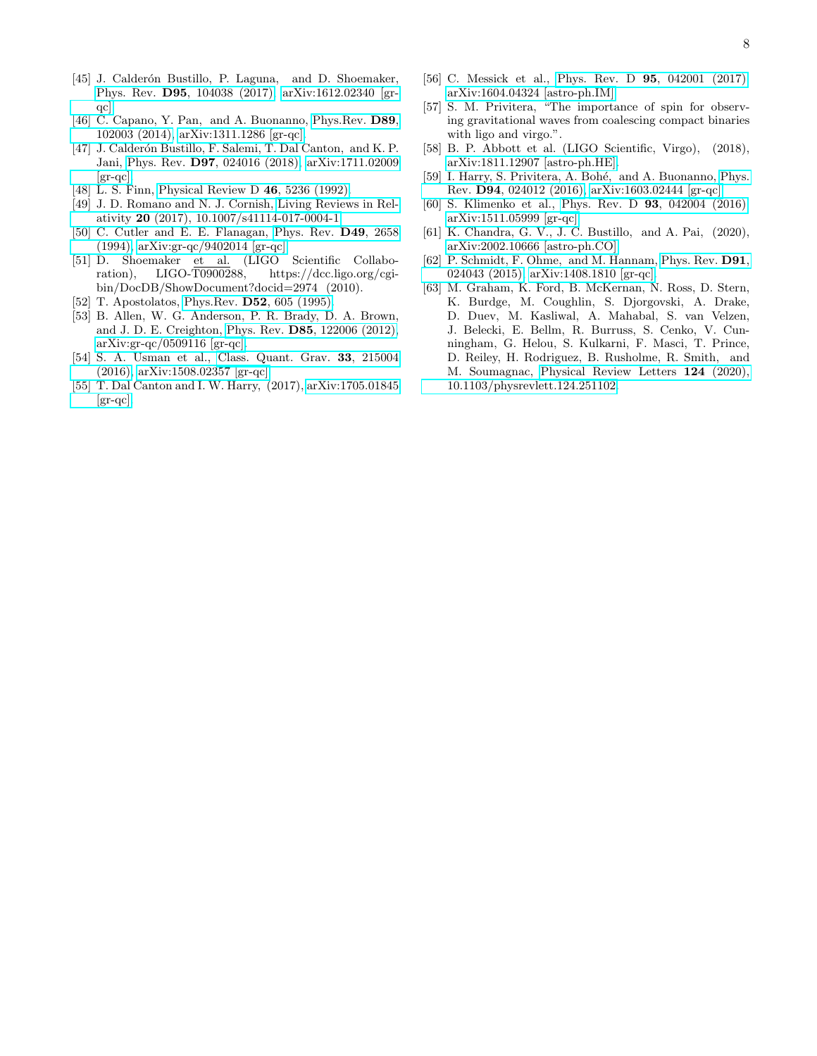[45] J. Calderón Bustillo, P. Laguna, and D. Shoemaker, Phys. Rev. **D95**, 104038 (2017), arXiv:1612.02340 [gr-qc].

[46] C. Capano, Y. Pan, and A. Buonanno, Phys.Rev. **D89**, 102003 (2014), arXiv:1311.1286 [gr-qc].

[47] J. Calderón Bustillo, F. Salemi, T. Dal Canton, and K. P. Jani, Phys. Rev. **D97**, 024016 (2018), arXiv:1711.02009 [gr-qc].

[48] L. S. Finn, Physical Review D **46**, 5236 (1992).

[49] J. D. Romano and N. J. Cornish, Living Reviews in Relativity **20** (2017), 10.1007/s41114-017-0004-1.

[50] C. Cutler and E. E. Flanagan, Phys. Rev. **D49**, 2658 (1994), arXiv:gr-qc/9402014 [gr-qc].

[51] D. Shoemaker et al. (LIGO Scientific Collaboration), LIGO-T0900288, https://dcc.ligo.org/cgi-bin/DocDB/ShowDocument?docid=2974 (2010).

[52] T. Apostolatos, Phys.Rev. **D52**, 605 (1995).

[53] B. Allen, W. G. Anderson, P. R. Brady, D. A. Brown, and J. D. E. Creighton, Phys. Rev. **D85**, 122006 (2012), arXiv:gr-qc/0509116 [gr-qc].

[54] S. A. Usman et al., Class. Quant. Grav. **33**, 215004 (2016), arXiv:1508.02357 [gr-qc].

[55] T. Dal Canton and I. W. Harry, (2017), arXiv:1705.01845 [gr-qc].

[56] C. Messick et al., Phys. Rev. D **95**, 042001 (2017), arXiv:1604.04324 [astro-ph.IM].

[57] S. M. Privitera, "The importance of spin for observing gravitational waves from coalescing compact binaries with ligo and virgo.".

[58] B. P. Abbott et al. (LIGO Scientific, Virgo), (2018), arXiv:1811.12907 [astro-ph.HE].

[59] I. Harry, S. Privitera, A. Bohé, and A. Buonanno, Phys. Rev. **D94**, 024012 (2016), arXiv:1603.02444 [gr-qc].

[60] S. Klimenko et al., Phys. Rev. D **93**, 042004 (2016), arXiv:1511.05999 [gr-qc].

[61] K. Chandra, G. V., J. C. Bustillo, and A. Pai, (2020), arXiv:2002.10666 [astro-ph.CO].

[62] P. Schmidt, F. Ohme, and M. Hannam, Phys. Rev. **D91**, 024043 (2015), arXiv:1408.1810 [gr-qc].

[63] M. Graham, K. Ford, B. McKernan, N. Ross, D. Stern, K. Burdge, M. Coughlin, S. Djorgovski, A. Drake, D. Duev, M. Kasliwal, A. Mahabal, S. van Velzen, J. Belecki, E. Bellm, R. Burruss, S. Cenko, V. Cunningham, G. Helou, S. Kulkarni, F. Masci, T. Prince, D. Reiley, H. Rodriguez, B. Rusholme, R. Smith, and M. Soumagnac, Physical Review Letters **124** (2020), 10.1103/physrevlett.124.251102.